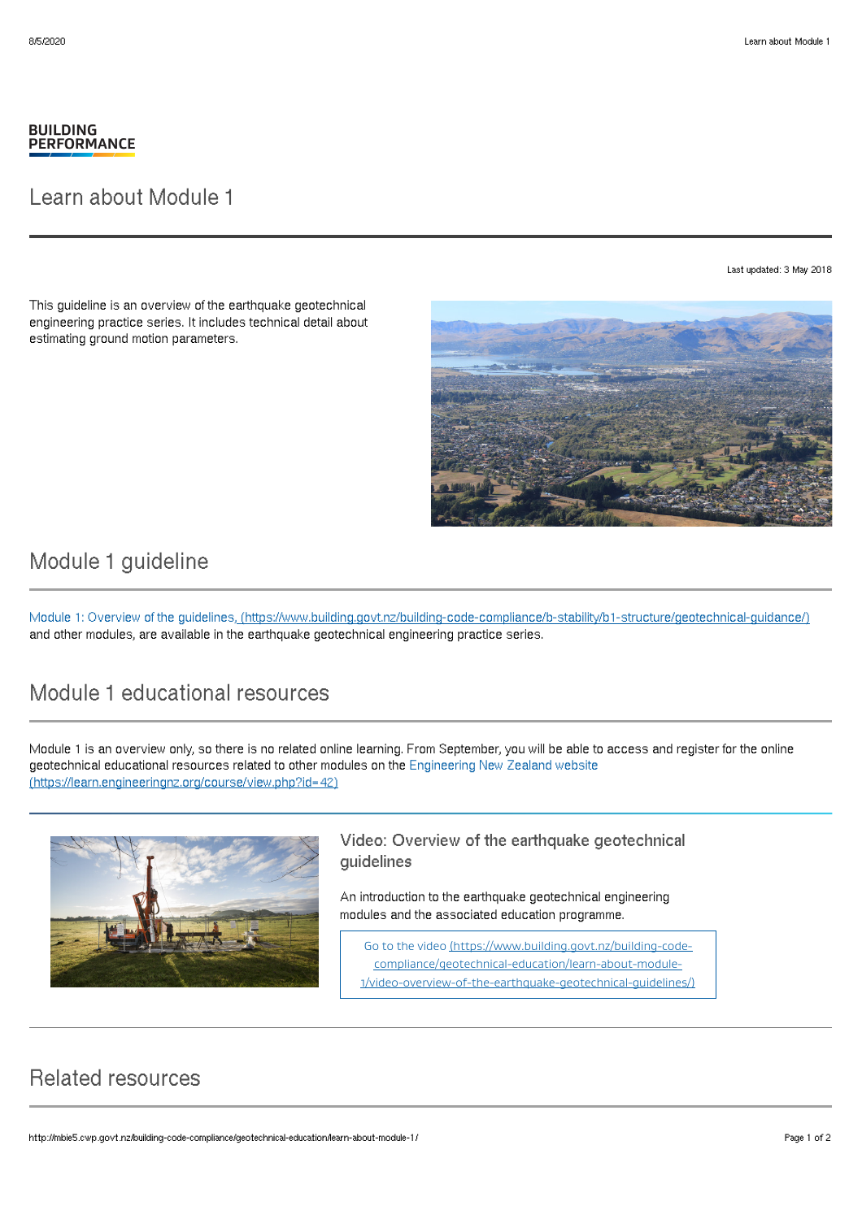**BUILDING PERFORMANCE**

# Learn about Module 1

Last updated: 3 May 2018

This guideline is an overview of the earthquake geotechnical engineering practice series. It includes technical detail about estimating ground motion parameters.

## Module 1 guideline

Module 1: Overview of the guidelines, (https://www.building.govt.nz/building-code-compliance/b-stability/b1-structure/geotechnical-guidance/) and other modules, are available in the earthquake geotechnical engineering practice series.

## Module 1 educational resources

Module 1 is an overview only, so there is no related online learning. From September, you will be able to access and register for the online geotechnical educational resources related to other modules on the Engineering New Zealand website (https://learn.engineeringnz.org/course/view.php?id=42)

### Video: Overview of the earthquake geotechnical guidelines

An introduction to the earthquake geotechnical engineering modules and the associated education programme.

Go to the video (https://www.building.govt.nz/building-code-compliance/geotechnical-education/learn-about-module-1/video-overview-of-the-earthquake-geotechnical-guidelines/)

## Related resources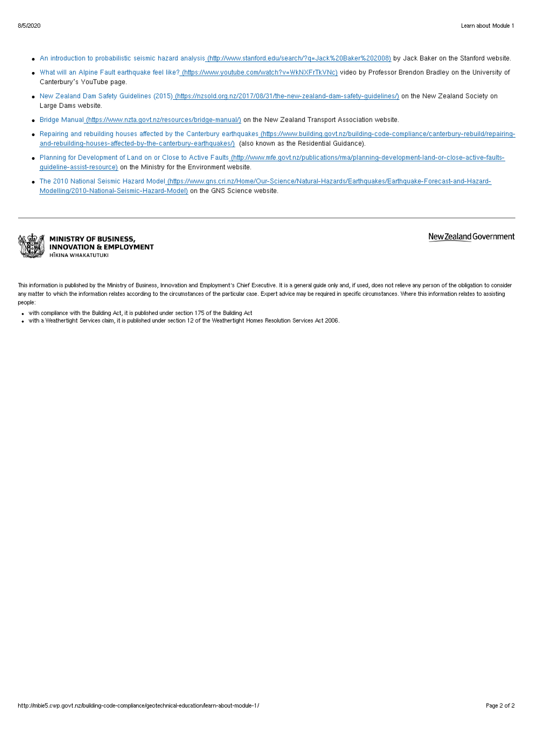- An introduction to probabilistic seismic hazard analysis (http://www.stanford.edu/search/?q=Jack%20Baker%202008) by Jack Baker on the Stanford website.
- What will an Alpine Fault earthquake feel like? (https://www.youtube.com/watch?v=WkNXFrTkVNc) video by Professor Brendon Bradley on the University of Canterbury's YouTube page.
- New Zealand Dam Safety Guidelines (2015) (https://nzsold.org.nz/2017/08/31/the-new-zealand-dam-safety-guidelines/) on the New Zealand Society on Large Dams website.
- Bridge Manual (https://www.nzta.govt.nz/resources/bridge-manual/) on the New Zealand Transport Association website.
- Repairing and rebuilding houses affected by the Canterbury earthquakes (https://www.building.govt.nz/building-code-compliance/canterbury-rebuild/repairing-and-rebuilding-houses-affected-by-the-canterbury-earthquakes/) (also known as the Residential Guidance).
- Planning for Development of Land on or Close to Active Faults (http://www.mfe.govt.nz/publications/rma/planning-development-land-or-close-active-faults-guideline-assist-resource) on the Ministry for the Environment website.
- The 2010 National Seismic Hazard Model (https://www.gns.cri.nz/Home/Our-Science/Natural-Hazards/Earthquakes/Earthquake-Forecast-and-Hazard-Modelling/2010-National-Seismic-Hazard-Model) on the GNS Science website.

---

**MINISTRY OF BUSINESS, INNOVATION & EMPLOYMENT**
HĪKINA WHAKATUTUKI

New Zealand Government

This information is published by the Ministry of Business, Innovation and Employment's Chief Executive. It is a general guide only and, if used, does not relieve any person of the obligation to consider any matter to which the information relates according to the circumstances of the particular case. Expert advice may be required in specific circumstances. Where this information relates to assisting people:

- with compliance with the Building Act, it is published under section 175 of the Building Act
- with a Weathertight Services claim, it is published under section 12 of the Weathertight Homes Resolution Services Act 2006.